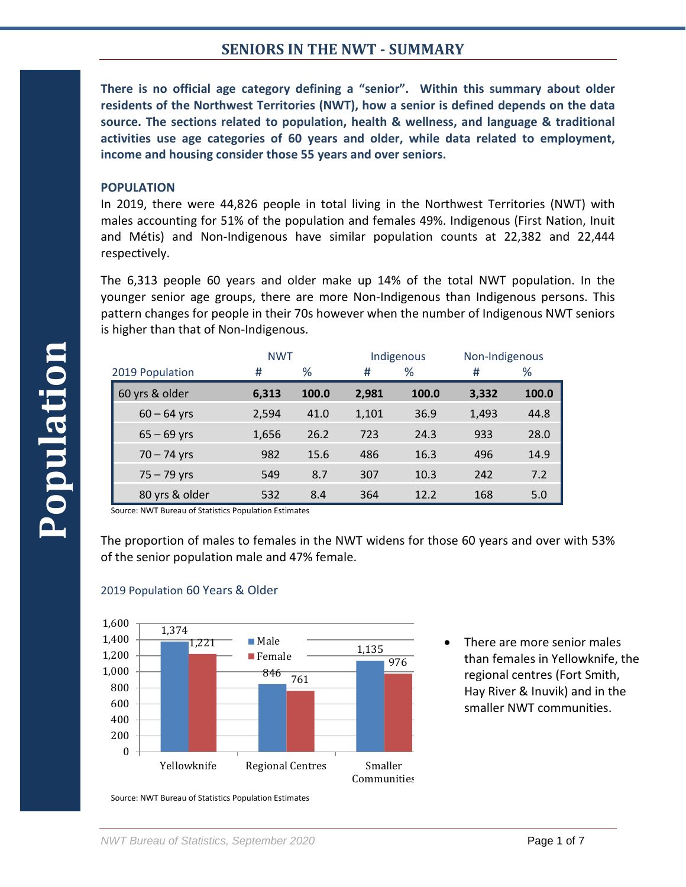# SENIORS IN THE NWT - SUMMARY

**There is no official age category defining a "senior". Within this summary about older residents of the Northwest Territories (NWT), how a senior is defined depends on the data source. The sections related to population, health & wellness, and language & traditional activities use age categories of 60 years and older, while data related to employment, income and housing consider those 55 years and over seniors.**

## POPULATION

In 2019, there were 44,826 people in total living in the Northwest Territories (NWT) with males accounting for 51% of the population and females 49%. Indigenous (First Nation, Inuit and Métis) and Non-Indigenous have similar population counts at 22,382 and 22,444 respectively.

The 6,313 people 60 years and older make up 14% of the total NWT population. In the younger senior age groups, there are more Non-Indigenous than Indigenous persons. This pattern changes for people in their 70s however when the number of Indigenous NWT seniors is higher than that of Non-Indigenous.

| | NWT | | Indigenous | | Non-Indigenous | |
|---|---|---|---|---|---|---|
| 2019 Population | # | % | # | % | # | % |
| **60 yrs & older** | **6,313** | **100.0** | **2,981** | **100.0** | **3,332** | **100.0** |
| 60 – 64 yrs | 2,594 | 41.0 | 1,101 | 36.9 | 1,493 | 44.8 |
| 65 – 69 yrs | 1,656 | 26.2 | 723 | 24.3 | 933 | 28.0 |
| 70 – 74 yrs | 982 | 15.6 | 486 | 16.3 | 496 | 14.9 |
| 75 – 79 yrs | 549 | 8.7 | 307 | 10.3 | 242 | 7.2 |
| 80 yrs & older | 532 | 8.4 | 364 | 12.2 | 168 | 5.0 |

Source: NWT Bureau of Statistics Population Estimates

The proportion of males to females in the NWT widens for those 60 years and over with 53% of the senior population male and 47% female.

2019 Population 60 Years & Older

| | Male | Female |
|---|---|---|
| Yellowknife | 1,374 | 1,221 |
| Regional Centres | 846 | 761 |
| Smaller Communities | 1,135 | 976 |

Source: NWT Bureau of Statistics Population Estimates

- There are more senior males than females in Yellowknife, the regional centres (Fort Smith, Hay River & Inuvik) and in the smaller NWT communities.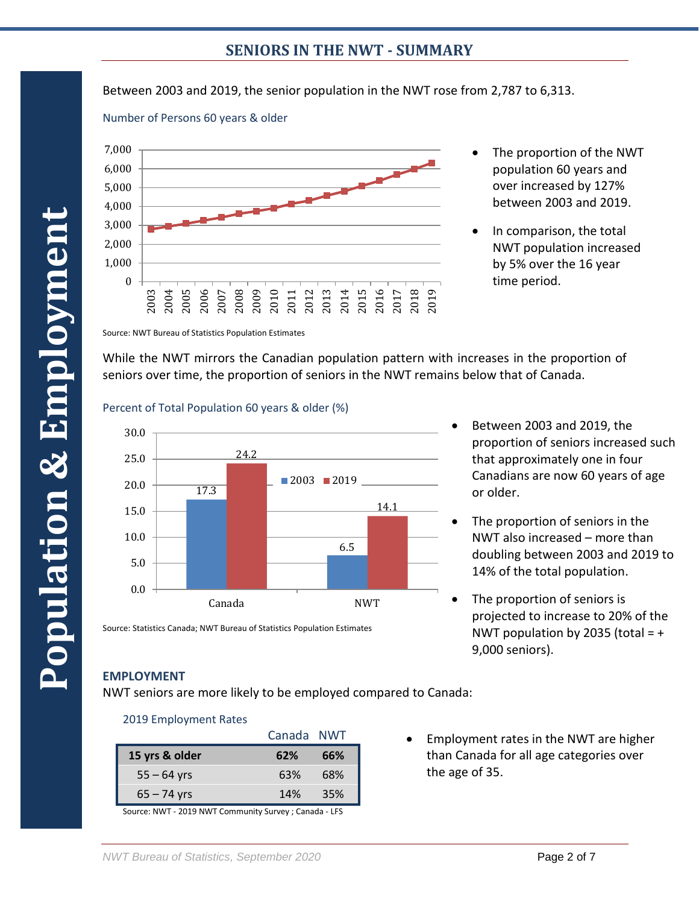# SENIORS IN THE NWT - SUMMARY

Between 2003 and 2019, the senior population in the NWT rose from 2,787 to 6,313.

Number of Persons 60 years & older

Source: NWT Bureau of Statistics Population Estimates

- The proportion of the NWT population 60 years and over increased by 127% between 2003 and 2019.
- In comparison, the total NWT population increased by 5% over the 16 year time period.

While the NWT mirrors the Canadian population pattern with increases in the proportion of seniors over time, the proportion of seniors in the NWT remains below that of Canada.

Percent of Total Population 60 years & older (%)

| | 2003 | 2019 |
|---|---|---|
| Canada | 17.3 | 24.2 |
| NWT | 6.5 | 14.1 |

Source: Statistics Canada; NWT Bureau of Statistics Population Estimates

- Between 2003 and 2019, the proportion of seniors increased such that approximately one in four Canadians are now 60 years of age or older.
- The proportion of seniors in the NWT also increased – more than doubling between 2003 and 2019 to 14% of the total population.
- The proportion of seniors is projected to increase to 20% of the NWT population by 2035 (total = + 9,000 seniors).

## EMPLOYMENT

NWT seniors are more likely to be employed compared to Canada:

2019 Employment Rates

| | Canada | NWT |
|---|---|---|
| **15 yrs & older** | **62%** | **66%** |
| 55 – 64 yrs | 63% | 68% |
| 65 – 74 yrs | 14% | 35% |

Source: NWT - 2019 NWT Community Survey ; Canada - LFS

- Employment rates in the NWT are higher than Canada for all age categories over the age of 35.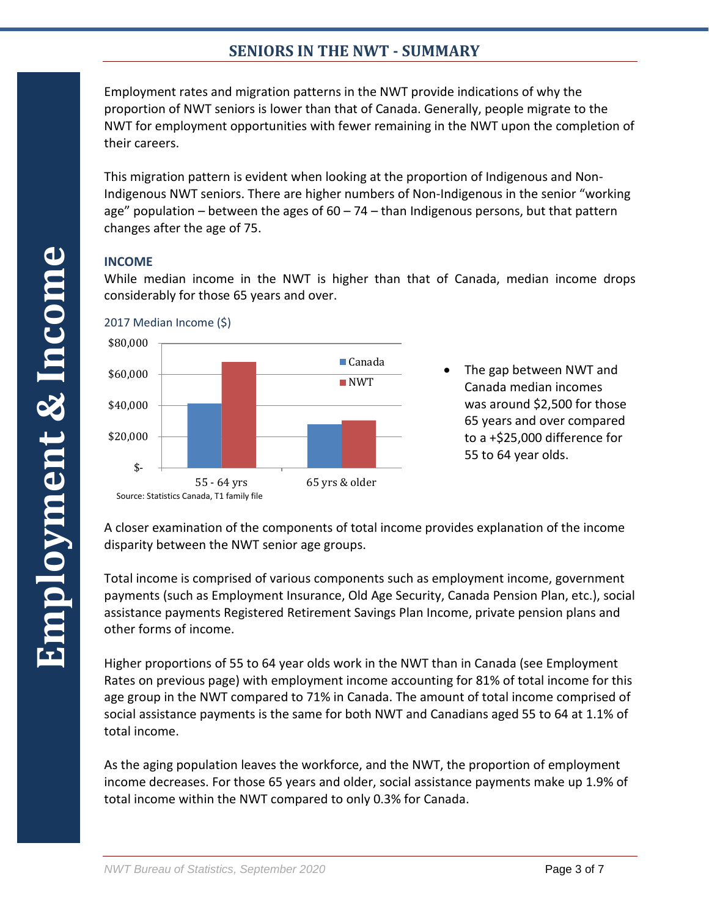# SENIORS IN THE NWT - SUMMARY

## Employment & Income

Employment rates and migration patterns in the NWT provide indications of why the proportion of NWT seniors is lower than that of Canada. Generally, people migrate to the NWT for employment opportunities with fewer remaining in the NWT upon the completion of their careers.

This migration pattern is evident when looking at the proportion of Indigenous and Non-Indigenous NWT seniors. There are higher numbers of Non-Indigenous in the senior "working age" population – between the ages of 60 – 74 – than Indigenous persons, but that pattern changes after the age of 75.

### INCOME

While median income in the NWT is higher than that of Canada, median income drops considerably for those 65 years and over.

2017 Median Income ($)

Source: Statistics Canada, T1 family file

- The gap between NWT and Canada median incomes was around $2,500 for those 65 years and over compared to a +$25,000 difference for 55 to 64 year olds.

A closer examination of the components of total income provides explanation of the income disparity between the NWT senior age groups.

Total income is comprised of various components such as employment income, government payments (such as Employment Insurance, Old Age Security, Canada Pension Plan, etc.), social assistance payments Registered Retirement Savings Plan Income, private pension plans and other forms of income.

Higher proportions of 55 to 64 year olds work in the NWT than in Canada (see Employment Rates on previous page) with employment income accounting for 81% of total income for this age group in the NWT compared to 71% in Canada. The amount of total income comprised of social assistance payments is the same for both NWT and Canadians aged 55 to 64 at 1.1% of total income.

As the aging population leaves the workforce, and the NWT, the proportion of employment income decreases. For those 65 years and older, social assistance payments make up 1.9% of total income within the NWT compared to only 0.3% for Canada.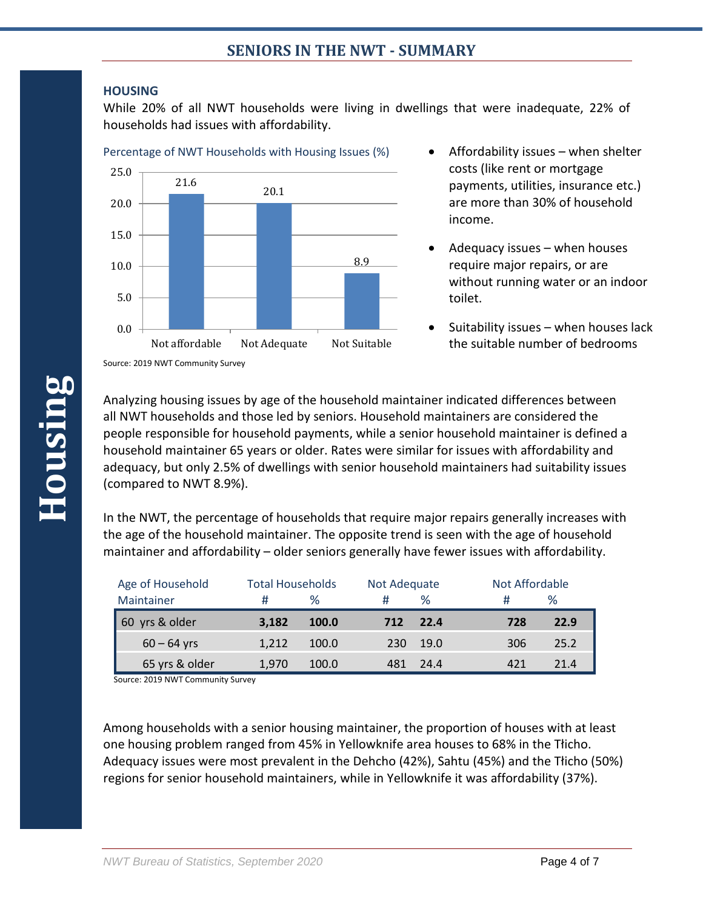## HOUSING

While 20% of all NWT households were living in dwellings that were inadequate, 22% of households had issues with affordability.

Percentage of NWT Households with Housing Issues (%)

| Issue | % |
|---|---|
| Not affordable | 21.6 |
| Not Adequate | 20.1 |
| Not Suitable | 8.9 |

Source: 2019 NWT Community Survey

- Affordability issues – when shelter costs (like rent or mortgage payments, utilities, insurance etc.) are more than 30% of household income.
- Adequacy issues – when houses require major repairs, or are without running water or an indoor toilet.
- Suitability issues – when houses lack the suitable number of bedrooms

Analyzing housing issues by age of the household maintainer indicated differences between all NWT households and those led by seniors. Household maintainers are considered the people responsible for household payments, while a senior household maintainer is defined a household maintainer 65 years or older. Rates were similar for issues with affordability and adequacy, but only 2.5% of dwellings with senior household maintainers had suitability issues (compared to NWT 8.9%).

In the NWT, the percentage of households that require major repairs generally increases with the age of the household maintainer. The opposite trend is seen with the age of household maintainer and affordability – older seniors generally have fewer issues with affordability.

| Age of Household Maintainer | Total Households | | Not Adequate | | Not Affordable | |
|---|---|---|---|---|---|---|
| | # | % | # | % | # | % |
| **60 yrs & older** | **3,182** | **100.0** | **712** | **22.4** | **728** | **22.9** |
| 60 – 64 yrs | 1,212 | 100.0 | 230 | 19.0 | 306 | 25.2 |
| 65 yrs & older | 1,970 | 100.0 | 481 | 24.4 | 421 | 21.4 |

Source: 2019 NWT Community Survey

Among households with a senior housing maintainer, the proportion of houses with at least one housing problem ranged from 45% in Yellowknife area houses to 68% in the Tłicho. Adequacy issues were most prevalent in the Dehcho (42%), Sahtu (45%) and the Tłicho (50%) regions for senior household maintainers, while in Yellowknife it was affordability (37%).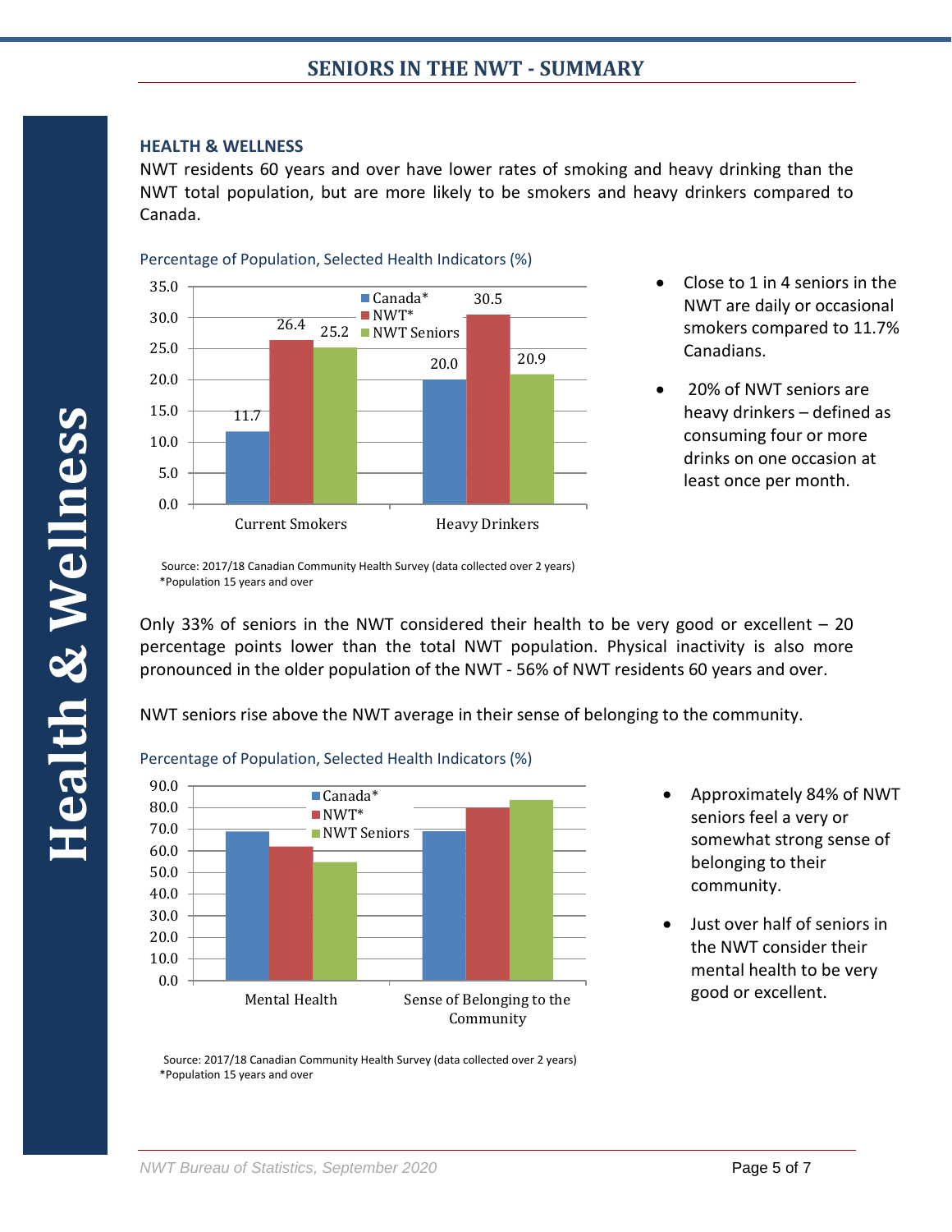# SENIORS IN THE NWT - SUMMARY

**Health & Wellness**

### HEALTH & WELLNESS

NWT residents 60 years and over have lower rates of smoking and heavy drinking than the NWT total population, but are more likely to be smokers and heavy drinkers compared to Canada.

Percentage of Population, Selected Health Indicators (%)

| | Canada* | NWT* | NWT Seniors |
|---|---|---|---|
| Current Smokers | 11.7 | 26.4 | 25.2 |
| Heavy Drinkers | 20.0 | 30.5 | 20.9 |

Source: 2017/18 Canadian Community Health Survey (data collected over 2 years)
*Population 15 years and over

- Close to 1 in 4 seniors in the NWT are daily or occasional smokers compared to 11.7% Canadians.
- 20% of NWT seniors are heavy drinkers – defined as consuming four or more drinks on one occasion at least once per month.

Only 33% of seniors in the NWT considered their health to be very good or excellent – 20 percentage points lower than the total NWT population. Physical inactivity is also more pronounced in the older population of the NWT - 56% of NWT residents 60 years and over.

NWT seniors rise above the NWT average in their sense of belonging to the community.

Percentage of Population, Selected Health Indicators (%)

Chart categories: Mental Health; Sense of Belonging to the Community. Series: Canada*, NWT*, NWT Seniors. Y-axis: 0.0 to 90.0.

Source: 2017/18 Canadian Community Health Survey (data collected over 2 years)
*Population 15 years and over

- Approximately 84% of NWT seniors feel a very or somewhat strong sense of belonging to their community.
- Just over half of seniors in the NWT consider their mental health to be very good or excellent.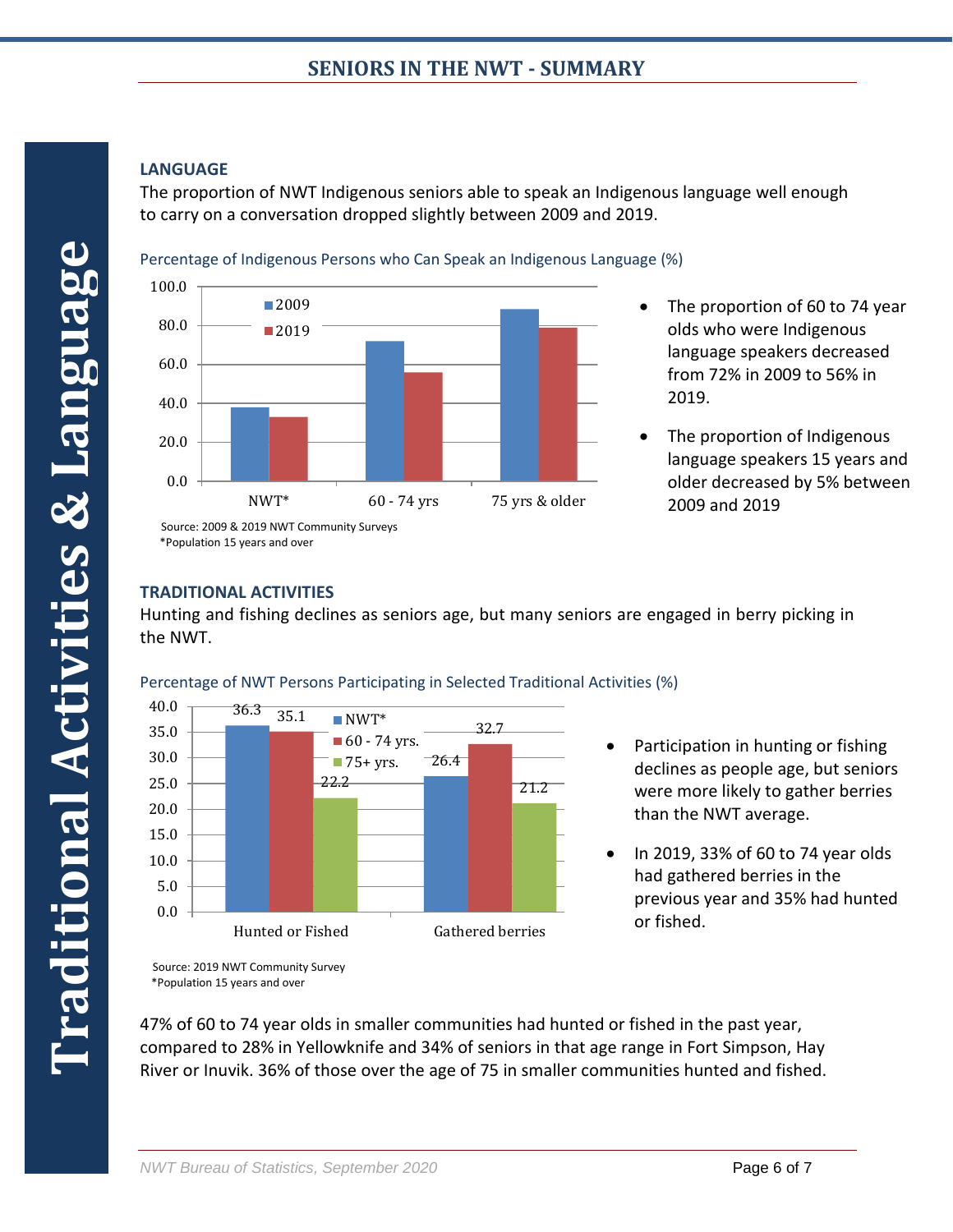# Traditional Activities & Language

## LANGUAGE

The proportion of NWT Indigenous seniors able to speak an Indigenous language well enough to carry on a conversation dropped slightly between 2009 and 2019.

Percentage of Indigenous Persons who Can Speak an Indigenous Language (%)

Source: 2009 & 2019 NWT Community Surveys
*Population 15 years and over

- The proportion of 60 to 74 year olds who were Indigenous language speakers decreased from 72% in 2009 to 56% in 2019.
- The proportion of Indigenous language speakers 15 years and older decreased by 5% between 2009 and 2019

## TRADITIONAL ACTIVITIES

Hunting and fishing declines as seniors age, but many seniors are engaged in berry picking in the NWT.

Percentage of NWT Persons Participating in Selected Traditional Activities (%)

| | NWT* | 60 - 74 yrs. | 75+ yrs. |
|---|---|---|---|
| Hunted or Fished | 36.3 | 35.1 | 22.2 |
| Gathered berries | 26.4 | 32.7 | 21.2 |

Source: 2019 NWT Community Survey
*Population 15 years and over

- Participation in hunting or fishing declines as people age, but seniors were more likely to gather berries than the NWT average.
- In 2019, 33% of 60 to 74 year olds had gathered berries in the previous year and 35% had hunted or fished.

47% of 60 to 74 year olds in smaller communities had hunted or fished in the past year, compared to 28% in Yellowknife and 34% of seniors in that age range in Fort Simpson, Hay River or Inuvik. 36% of those over the age of 75 in smaller communities hunted and fished.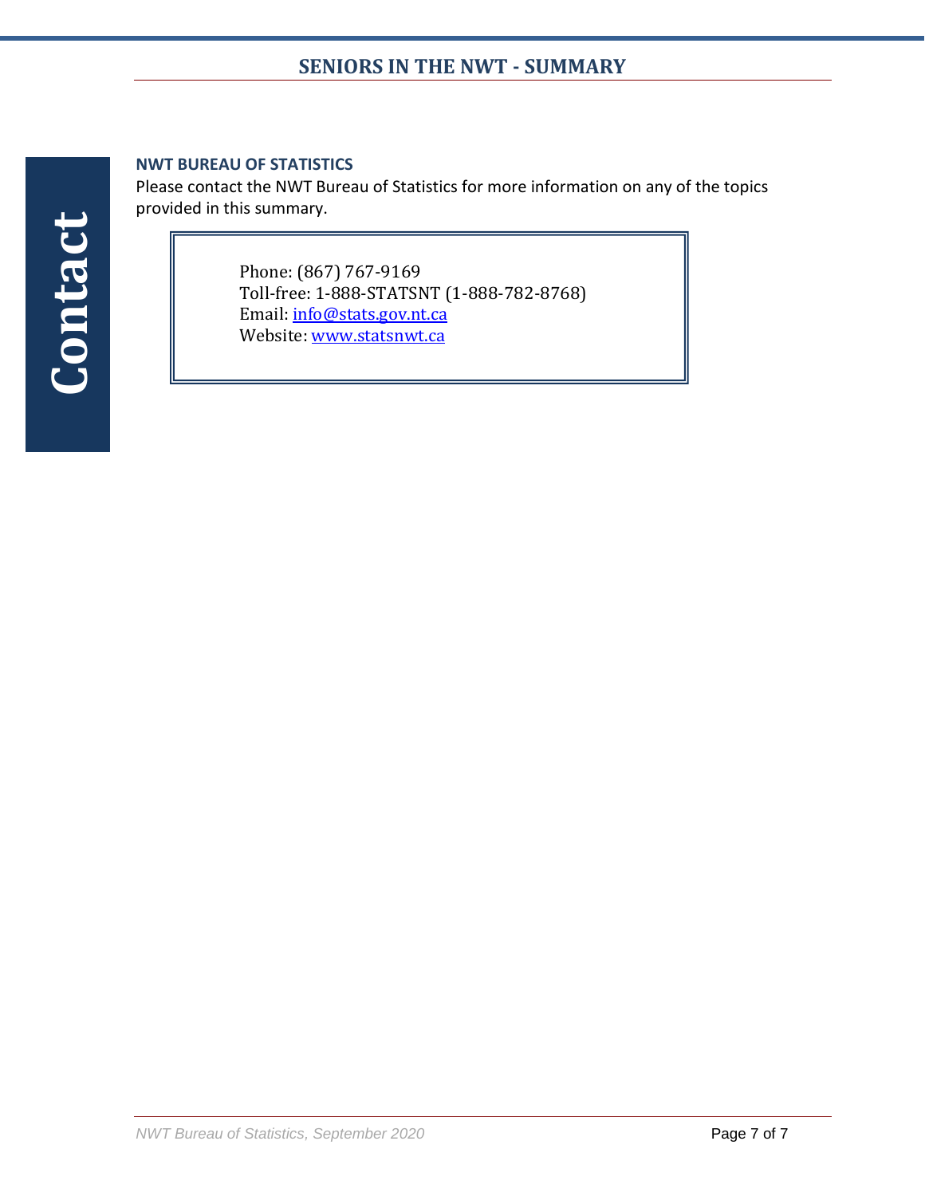# Contact

## NWT BUREAU OF STATISTICS

Please contact the NWT Bureau of Statistics for more information on any of the topics provided in this summary.

Phone: (867) 767-9169
Toll-free: 1-888-STATSNT (1-888-782-8768)
Email: [info@stats.gov.nt.ca](mailto:info@stats.gov.nt.ca)
Website: [www.statsnwt.ca](http://www.statsnwt.ca)